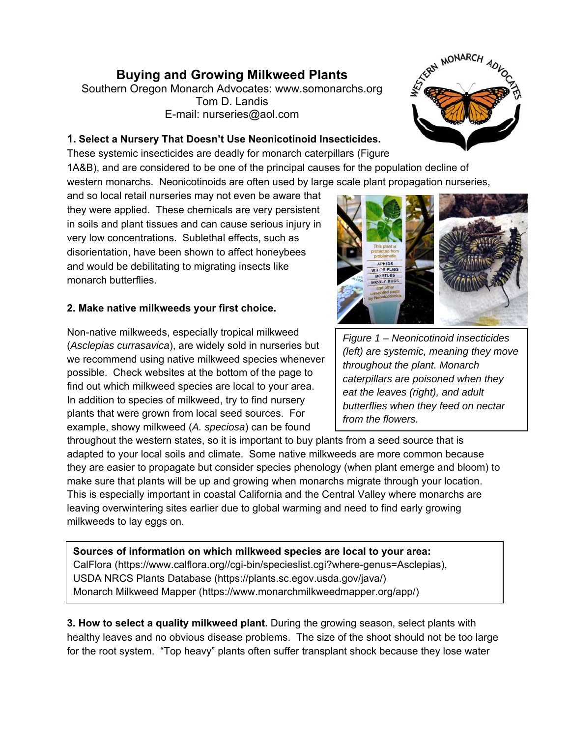# Buying and Growing Milkweed Plants

Southern Oregon Monarch Advocates: www.somonarchs.org
Tom D. Landis
E-mail: nurseries@aol.com

### 1. Select a Nursery That Doesn't Use Neonicotinoid Insecticides.

These systemic insecticides are deadly for monarch caterpillars (Figure 1A&B), and are considered to be one of the principal causes for the population decline of western monarchs. Neonicotinoids are often used by large scale plant propagation nurseries, and so local retail nurseries may not even be aware that they were applied. These chemicals are very persistent in soils and plant tissues and can cause serious injury in very low concentrations. Sublethal effects, such as disorientation, have been shown to affect honeybees and would be debilitating to migrating insects like monarch butterflies.

*Figure 1 – Neonicotinoid insecticides (left) are systemic, meaning they move throughout the plant. Monarch caterpillars are poisoned when they eat the leaves (right), and adult butterflies when they feed on nectar from the flowers.*

### 2. Make native milkweeds your first choice.

Non-native milkweeds, especially tropical milkweed (*Asclepias currasavica*), are widely sold in nurseries but we recommend using native milkweed species whenever possible. Check websites at the bottom of the page to find out which milkweed species are local to your area. In addition to species of milkweed, try to find nursery plants that were grown from local seed sources. For example, showy milkweed (*A. speciosa*) can be found throughout the western states, so it is important to buy plants from a seed source that is adapted to your local soils and climate. Some native milkweeds are more common because they are easier to propagate but consider species phenology (when plant emerge and bloom) to make sure that plants will be up and growing when monarchs migrate through your location. This is especially important in coastal California and the Central Valley where monarchs are leaving overwintering sites earlier due to global warming and need to find early growing milkweeds to lay eggs on.

**Sources of information on which milkweed species are local to your area:**
CalFlora (https://www.calflora.org//cgi-bin/specieslist.cgi?where-genus=Asclepias),
USDA NRCS Plants Database (https://plants.sc.egov.usda.gov/java/)
Monarch Milkweed Mapper (https://www.monarchmilkweedmapper.org/app/)

**3. How to select a quality milkweed plant.** During the growing season, select plants with healthy leaves and no obvious disease problems. The size of the shoot should not be too large for the root system. "Top heavy" plants often suffer transplant shock because they lose water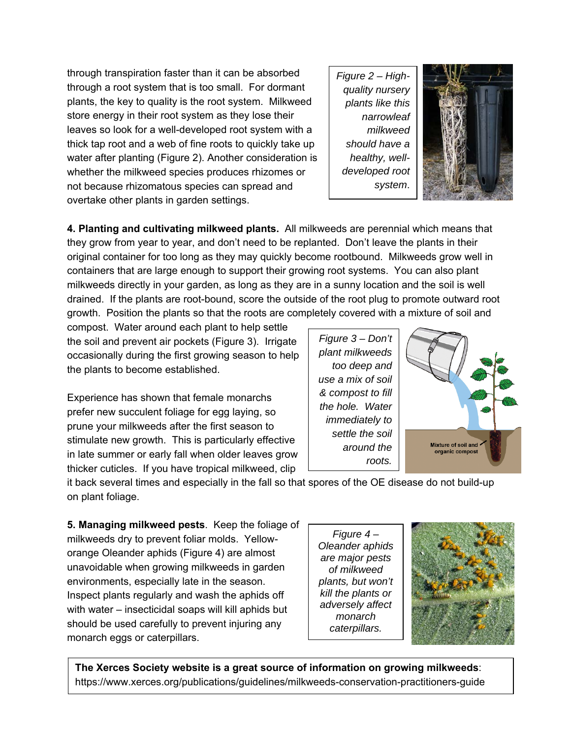through transpiration faster than it can be absorbed through a root system that is too small. For dormant plants, the key to quality is the root system. Milkweed store energy in their root system as they lose their leaves so look for a well-developed root system with a thick tap root and a web of fine roots to quickly take up water after planting (Figure 2). Another consideration is whether the milkweed species produces rhizomes or not because rhizomatous species can spread and overtake other plants in garden settings.

*Figure 2 – High-quality nursery plants like this narrowleaf milkweed should have a healthy, well-developed root system.*

**4. Planting and cultivating milkweed plants.** All milkweeds are perennial which means that they grow from year to year, and don't need to be replanted. Don't leave the plants in their original container for too long as they may quickly become rootbound. Milkweeds grow well in containers that are large enough to support their growing root systems. You can also plant milkweeds directly in your garden, as long as they are in a sunny location and the soil is well drained. If the plants are root-bound, score the outside of the root plug to promote outward root growth. Position the plants so that the roots are completely covered with a mixture of soil and compost. Water around each plant to help settle the soil and prevent air pockets (Figure 3). Irrigate occasionally during the first growing season to help the plants to become established.

Experience has shown that female monarchs prefer new succulent foliage for egg laying, so prune your milkweeds after the first season to stimulate new growth. This is particularly effective in late summer or early fall when older leaves grow thicker cuticles. If you have tropical milkweed, clip it back several times and especially in the fall so that spores of the OE disease do not build-up on plant foliage.

*Figure 3 – Don't plant milkweeds too deep and use a mix of soil & compost to fill the hole. Water immediately to settle the soil around the roots.*

Mixture of soil and organic compost

**5. Managing milkweed pests**. Keep the foliage of milkweeds dry to prevent foliar molds. Yellow-orange Oleander aphids (Figure 4) are almost unavoidable when growing milkweeds in garden environments, especially late in the season. Inspect plants regularly and wash the aphids off with water – insecticidal soaps will kill aphids but should be used carefully to prevent injuring any monarch eggs or caterpillars.

*Figure 4 – Oleander aphids are major pests of milkweed plants, but won't kill the plants or adversely affect monarch caterpillars.*

**The Xerces Society website is a great source of information on growing milkweeds**: https://www.xerces.org/publications/guidelines/milkweeds-conservation-practitioners-guide